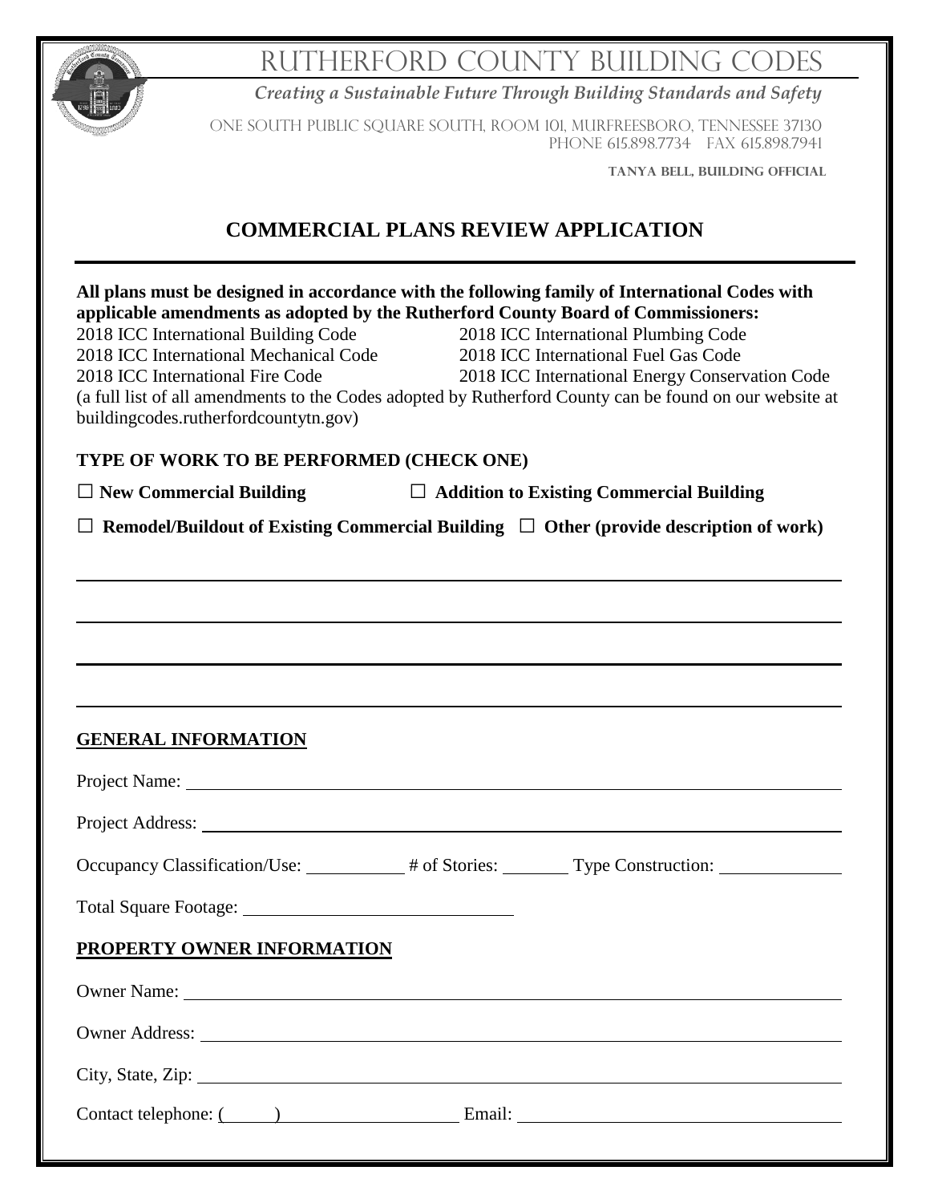# RUTHERFORD COUNTY BUILDING CODES

***Creating a Sustainable Future Through Building Standards and Safety***

ONE SOUTH PUBLIC SQUARE SOUTH, ROOM 101, MURFREESBORO, TENNESSEE 37130
PHONE 615.898.7734 FAX 615.898.7941

**TANYA BELL, BUILDING OFFICIAL**

## COMMERCIAL PLANS REVIEW APPLICATION

**All plans must be designed in accordance with the following family of International Codes with applicable amendments as adopted by the Rutherford County Board of Commissioners:**

2018 ICC International Building Code
2018 ICC International Plumbing Code
2018 ICC International Mechanical Code
2018 ICC International Fuel Gas Code
2018 ICC International Fire Code
2018 ICC International Energy Conservation Code

(a full list of all amendments to the Codes adopted by Rutherford County can be found on our website at buildingcodes.rutherfordcountytn.gov)

**TYPE OF WORK TO BE PERFORMED (CHECK ONE)**

☐ **New Commercial Building** ☐ **Addition to Existing Commercial Building**

☐ **Remodel/Buildout of Existing Commercial Building** ☐ **Other (provide description of work)**

\_\_\_\_\_\_\_\_\_\_\_\_\_\_\_\_\_\_\_\_\_\_\_\_\_\_\_\_\_\_\_\_\_\_\_\_\_\_\_\_\_\_\_\_\_\_\_\_\_\_\_\_\_\_\_\_\_\_\_\_\_\_\_\_\_\_\_\_\_\_

\_\_\_\_\_\_\_\_\_\_\_\_\_\_\_\_\_\_\_\_\_\_\_\_\_\_\_\_\_\_\_\_\_\_\_\_\_\_\_\_\_\_\_\_\_\_\_\_\_\_\_\_\_\_\_\_\_\_\_\_\_\_\_\_\_\_\_\_\_\_

\_\_\_\_\_\_\_\_\_\_\_\_\_\_\_\_\_\_\_\_\_\_\_\_\_\_\_\_\_\_\_\_\_\_\_\_\_\_\_\_\_\_\_\_\_\_\_\_\_\_\_\_\_\_\_\_\_\_\_\_\_\_\_\_\_\_\_\_\_\_

\_\_\_\_\_\_\_\_\_\_\_\_\_\_\_\_\_\_\_\_\_\_\_\_\_\_\_\_\_\_\_\_\_\_\_\_\_\_\_\_\_\_\_\_\_\_\_\_\_\_\_\_\_\_\_\_\_\_\_\_\_\_\_\_\_\_\_\_\_\_

**GENERAL INFORMATION**

Project Name: \_\_\_\_\_\_\_\_\_\_\_\_\_\_\_\_\_\_\_\_\_\_\_\_\_\_\_\_\_\_\_\_\_\_\_\_\_\_\_\_\_\_\_\_\_\_\_\_\_\_\_\_\_\_

Project Address: \_\_\_\_\_\_\_\_\_\_\_\_\_\_\_\_\_\_\_\_\_\_\_\_\_\_\_\_\_\_\_\_\_\_\_\_\_\_\_\_\_\_\_\_\_\_\_\_\_\_\_\_

Occupancy Classification/Use: \_\_\_\_\_\_\_\_\_\_ # of Stories: \_\_\_\_\_\_\_ Type Construction: \_\_\_\_\_\_\_\_\_\_\_\_

Total Square Footage: \_\_\_\_\_\_\_\_\_\_\_\_\_\_\_\_\_\_\_\_\_\_\_\_\_\_\_\_

**PROPERTY OWNER INFORMATION**

Owner Name: \_\_\_\_\_\_\_\_\_\_\_\_\_\_\_\_\_\_\_\_\_\_\_\_\_\_\_\_\_\_\_\_\_\_\_\_\_\_\_\_\_\_\_\_\_\_\_\_\_\_\_\_\_\_

Owner Address: \_\_\_\_\_\_\_\_\_\_\_\_\_\_\_\_\_\_\_\_\_\_\_\_\_\_\_\_\_\_\_\_\_\_\_\_\_\_\_\_\_\_\_\_\_\_\_\_\_\_\_\_

City, State, Zip: \_\_\_\_\_\_\_\_\_\_\_\_\_\_\_\_\_\_\_\_\_\_\_\_\_\_\_\_\_\_\_\_\_\_\_\_\_\_\_\_\_\_\_\_\_\_\_\_\_\_\_\_

Contact telephone: (\_\_\_\_\_) \_\_\_\_\_\_\_\_\_\_\_\_\_\_\_\_\_\_ Email: \_\_\_\_\_\_\_\_\_\_\_\_\_\_\_\_\_\_\_\_\_\_\_\_\_\_\_\_\_\_\_\_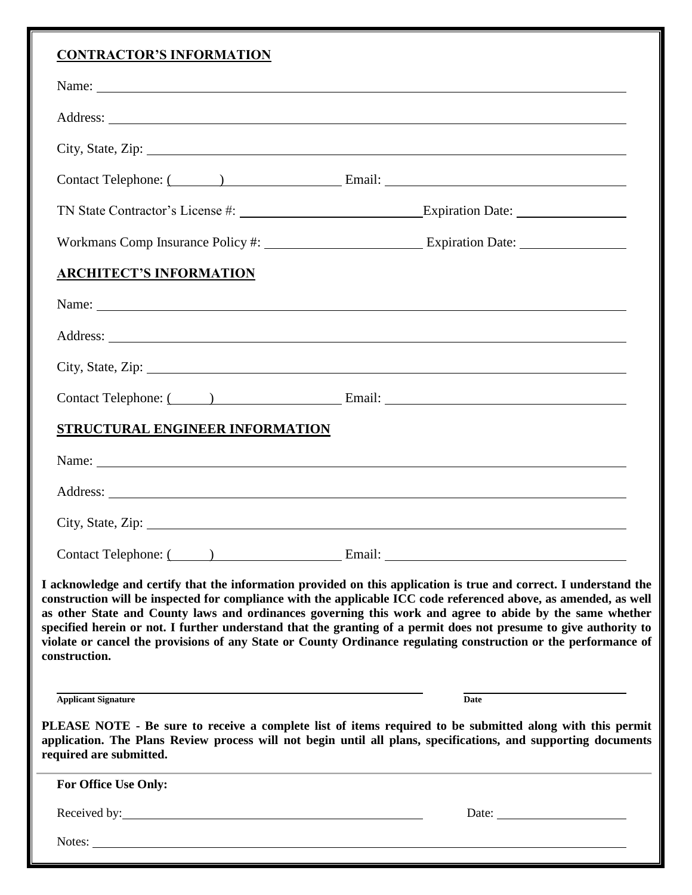## CONTRACTOR'S INFORMATION

Name: ______________________________________________

Address: ______________________________________________

City, State, Zip: ______________________________________________

Contact Telephone: (\_\_\_\_) \_\_\_\_\_\_\_\_\_\_\_\_ Email: ______________________________

TN State Contractor's License #: ______________________ Expiration Date: ______________

Workmans Comp Insurance Policy #: ______________________ Expiration Date: ______________

## ARCHITECT'S INFORMATION

Name: ______________________________________________

Address: ______________________________________________

City, State, Zip: ______________________________________________

Contact Telephone: (\_\_\_\_) \_\_\_\_\_\_\_\_\_\_\_\_ Email: ______________________________

## STRUCTURAL ENGINEER INFORMATION

Name: ______________________________________________

Address: ______________________________________________

City, State, Zip: ______________________________________________

Contact Telephone: (\_\_\_\_) \_\_\_\_\_\_\_\_\_\_\_\_ Email: ______________________________

**I acknowledge and certify that the information provided on this application is true and correct. I understand the construction will be inspected for compliance with the applicable ICC code referenced above, as amended, as well as other State and County laws and ordinances governing this work and agree to abide by the same whether specified herein or not. I further understand that the granting of a permit does not presume to give authority to violate or cancel the provisions of any State or County Ordinance regulating construction or the performance of construction.**

______________________________________________ ______________________

**Applicant Signature** **Date**

**PLEASE NOTE - Be sure to receive a complete list of items required to be submitted along with this permit application. The Plans Review process will not begin until all plans, specifications, and supporting documents required are submitted.**

---

**For Office Use Only:**

Received by: ______________________________ Date: ______________

Notes: ______________________________________________